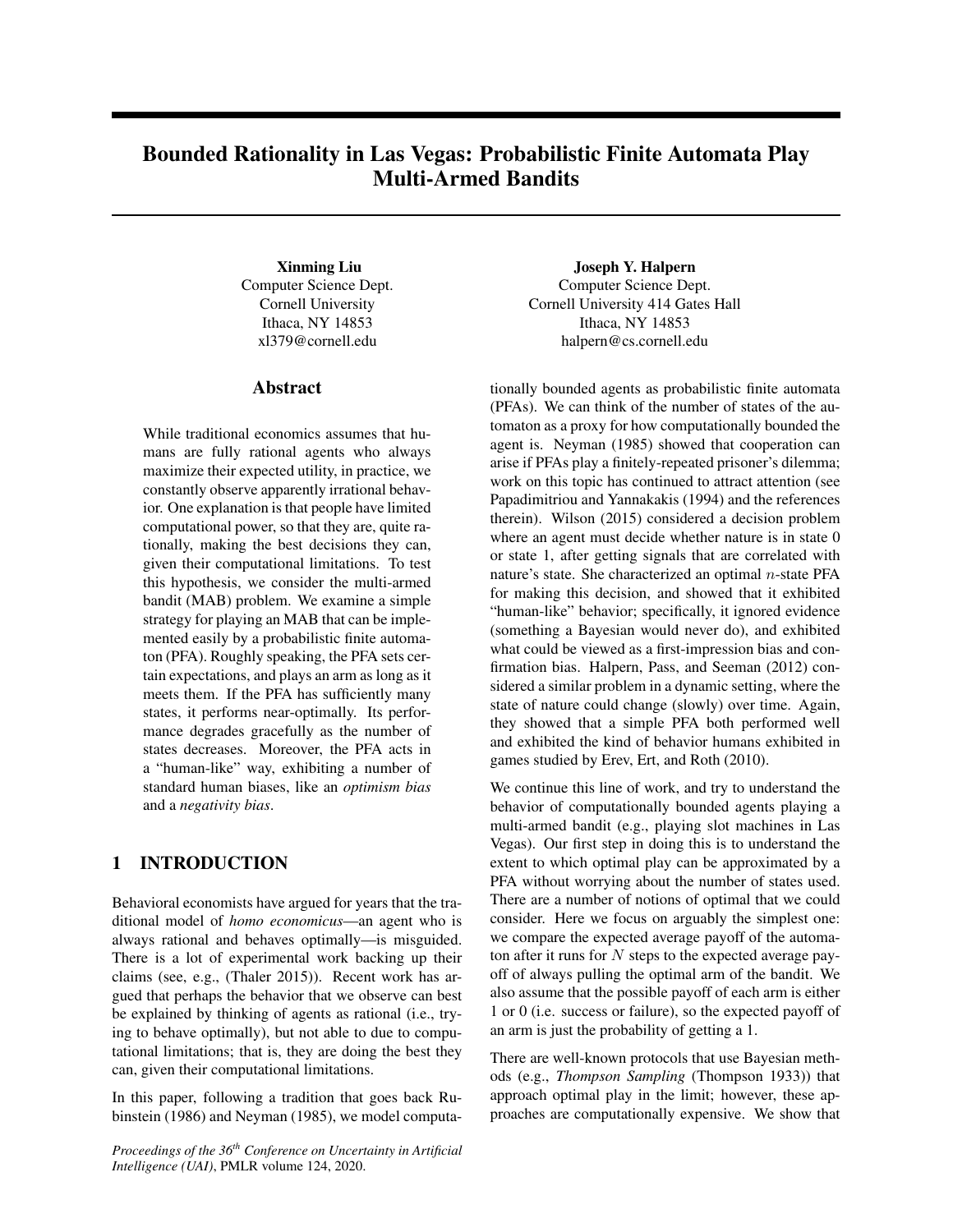# Bounded Rationality in Las Vegas: Probabilistic Finite Automata Play Multi-Armed Bandits

**Xinming Liu**
Computer Science Dept.
Cornell University
Ithaca, NY 14853
xl379@cornell.edu

**Joseph Y. Halpern**
Computer Science Dept.
Cornell University 414 Gates Hall
Ithaca, NY 14853
halpern@cs.cornell.edu

## Abstract

While traditional economics assumes that humans are fully rational agents who always maximize their expected utility, in practice, we constantly observe apparently irrational behavior. One explanation is that people have limited computational power, so that they are, quite rationally, making the best decisions they can, given their computational limitations. To test this hypothesis, we consider the multi-armed bandit (MAB) problem. We examine a simple strategy for playing an MAB that can be implemented easily by a probabilistic finite automaton (PFA). Roughly speaking, the PFA sets certain expectations, and plays an arm as long as it meets them. If the PFA has sufficiently many states, it performs near-optimally. Its performance degrades gracefully as the number of states decreases. Moreover, the PFA acts in a "human-like" way, exhibiting a number of standard human biases, like an *optimism bias* and a *negativity bias*.

## 1 INTRODUCTION

Behavioral economists have argued for years that the traditional model of *homo economicus*—an agent who is always rational and behaves optimally—is misguided. There is a lot of experimental work backing up their claims (see, e.g., (Thaler 2015)). Recent work has argued that perhaps the behavior that we observe can best be explained by thinking of agents as rational (i.e., trying to behave optimally), but not able to due to computational limitations; that is, they are doing the best they can, given their computational limitations.

In this paper, following a tradition that goes back Rubinstein (1986) and Neyman (1985), we model computationally bounded agents as probabilistic finite automata (PFAs). We can think of the number of states of the automaton as a proxy for how computationally bounded the agent is. Neyman (1985) showed that cooperation can arise if PFAs play a finitely-repeated prisoner's dilemma; work on this topic has continued to attract attention (see Papadimitriou and Yannakakis (1994) and the references therein). Wilson (2015) considered a decision problem where an agent must decide whether nature is in state 0 or state 1, after getting signals that are correlated with nature's state. She characterized an optimal $n$-state PFA for making this decision, and showed that it exhibited "human-like" behavior; specifically, it ignored evidence (something a Bayesian would never do), and exhibited what could be viewed as a first-impression bias and confirmation bias. Halpern, Pass, and Seeman (2012) considered a similar problem in a dynamic setting, where the state of nature could change (slowly) over time. Again, they showed that a simple PFA both performed well and exhibited the kind of behavior humans exhibited in games studied by Erev, Ert, and Roth (2010).

We continue this line of work, and try to understand the behavior of computationally bounded agents playing a multi-armed bandit (e.g., playing slot machines in Las Vegas). Our first step in doing this is to understand the extent to which optimal play can be approximated by a PFA without worrying about the number of states used. There are a number of notions of optimal that we could consider. Here we focus on arguably the simplest one: we compare the expected average payoff of the automaton after it runs for $N$ steps to the expected average payoff of always pulling the optimal arm of the bandit. We also assume that the possible payoff of each arm is either 1 or 0 (i.e. success or failure), so the expected payoff of an arm is just the probability of getting a 1.

There are well-known protocols that use Bayesian methods (e.g., *Thompson Sampling* (Thompson 1933)) that approach optimal play in the limit; however, these approaches are computationally expensive. We show that

*Proceedings of the 36[th] Conference on Uncertainty in Artificial Intelligence (UAI)*, PMLR volume 124, 2020.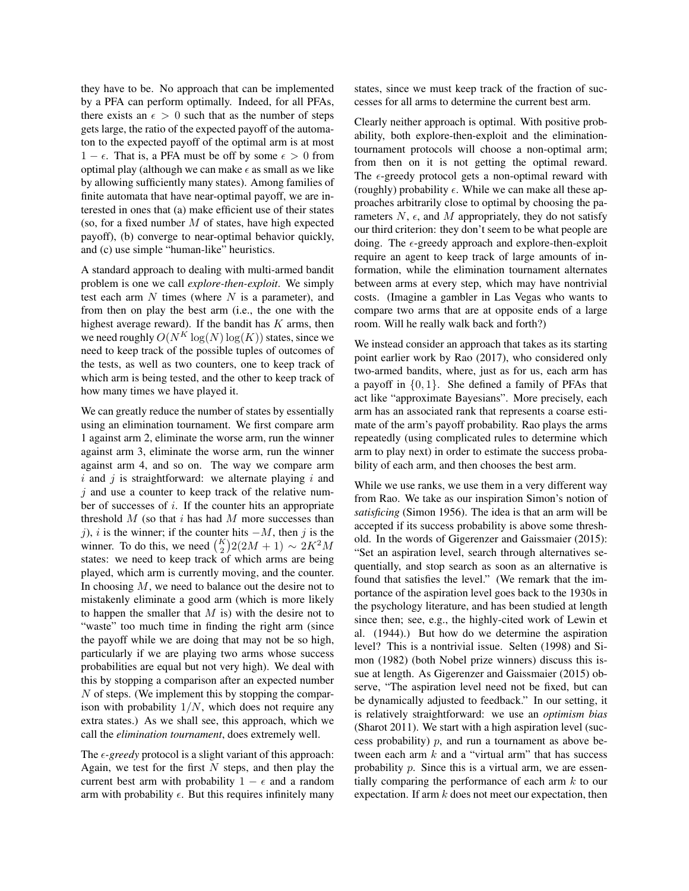they have to be. No approach that can be implemented by a PFA can perform optimally. Indeed, for all PFAs, there exists an $\epsilon > 0$ such that as the number of steps gets large, the ratio of the expected payoff of the automaton to the expected payoff of the optimal arm is at most $1 - \epsilon$. That is, a PFA must be off by some $\epsilon > 0$ from optimal play (although we can make $\epsilon$ as small as we like by allowing sufficiently many states). Among families of finite automata that have near-optimal payoff, we are interested in ones that (a) make efficient use of their states (so, for a fixed number $M$ of states, have high expected payoff), (b) converge to near-optimal behavior quickly, and (c) use simple "human-like" heuristics.

A standard approach to dealing with multi-armed bandit problem is one we call *explore-then-exploit*. We simply test each arm $N$ times (where $N$ is a parameter), and from then on play the best arm (i.e., the one with the highest average reward). If the bandit has $K$ arms, then we need roughly $O(N^K \log(N) \log(K))$ states, since we need to keep track of the possible tuples of outcomes of the tests, as well as two counters, one to keep track of which arm is being tested, and the other to keep track of how many times we have played it.

We can greatly reduce the number of states by essentially using an elimination tournament. We first compare arm 1 against arm 2, eliminate the worse arm, run the winner against arm 3, eliminate the worse arm, run the winner against arm 4, and so on. The way we compare arm $i$ and $j$ is straightforward: we alternate playing $i$ and $j$ and use a counter to keep track of the relative number of successes of $i$. If the counter hits an appropriate threshold $M$ (so that $i$ has had $M$ more successes than $j$), $i$ is the winner; if the counter hits $-M$, then $j$ is the winner. To do this, we need $\binom{K}{2}2(2M+1) \sim 2K^2M$ states: we need to keep track of which arms are being played, which arm is currently moving, and the counter. In choosing $M$, we need to balance out the desire not to mistakenly eliminate a good arm (which is more likely to happen the smaller that $M$ is) with the desire not to "waste" too much time in finding the right arm (since the payoff while we are doing that may not be so high, particularly if we are playing two arms whose success probabilities are equal but not very high). We deal with this by stopping a comparison after an expected number $N$ of steps. (We implement this by stopping the comparison with probability $1/N$, which does not require any extra states.) As we shall see, this approach, which we call the *elimination tournament*, does extremely well.

The *$\epsilon$-greedy* protocol is a slight variant of this approach: Again, we test for the first $N$ steps, and then play the current best arm with probability $1 - \epsilon$ and a random arm with probability $\epsilon$. But this requires infinitely many states, since we must keep track of the fraction of successes for all arms to determine the current best arm.

Clearly neither approach is optimal. With positive probability, both explore-then-exploit and the elimination-tournament protocols will choose a non-optimal arm; from then on it is not getting the optimal reward. The $\epsilon$-greedy protocol gets a non-optimal reward with (roughly) probability $\epsilon$. While we can make all these approaches arbitrarily close to optimal by choosing the parameters $N$, $\epsilon$, and $M$ appropriately, they do not satisfy our third criterion: they don't seem to be what people are doing. The $\epsilon$-greedy approach and explore-then-exploit require an agent to keep track of large amounts of information, while the elimination tournament alternates between arms at every step, which may have nontrivial costs. (Imagine a gambler in Las Vegas who wants to compare two arms that are at opposite ends of a large room. Will he really walk back and forth?)

We instead consider an approach that takes as its starting point earlier work by Rao (2017), who considered only two-armed bandits, where, just as for us, each arm has a payoff in $\{0, 1\}$. She defined a family of PFAs that act like "approximate Bayesians". More precisely, each arm has an associated rank that represents a coarse estimate of the arm's payoff probability. Rao plays the arms repeatedly (using complicated rules to determine which arm to play next) in order to estimate the success probability of each arm, and then chooses the best arm.

While we use ranks, we use them in a very different way from Rao. We take as our inspiration Simon's notion of *satisficing* (Simon 1956). The idea is that an arm will be accepted if its success probability is above some threshold. In the words of Gigerenzer and Gaissmaier (2015): "Set an aspiration level, search through alternatives sequentially, and stop search as soon as an alternative is found that satisfies the level." (We remark that the importance of the aspiration level goes back to the 1930s in the psychology literature, and has been studied at length since then; see, e.g., the highly-cited work of Lewin et al. (1944).) But how do we determine the aspiration level? This is a nontrivial issue. Selten (1998) and Simon (1982) (both Nobel prize winners) discuss this issue at length. As Gigerenzer and Gaissmaier (2015) observe, "The aspiration level need not be fixed, but can be dynamically adjusted to feedback." In our setting, it is relatively straightforward: we use an *optimism bias* (Sharot 2011). We start with a high aspiration level (success probability) $p$, and run a tournament as above between each arm $k$ and a "virtual arm" that has success probability $p$. Since this is a virtual arm, we are essentially comparing the performance of each arm $k$ to our expectation. If arm $k$ does not meet our expectation, then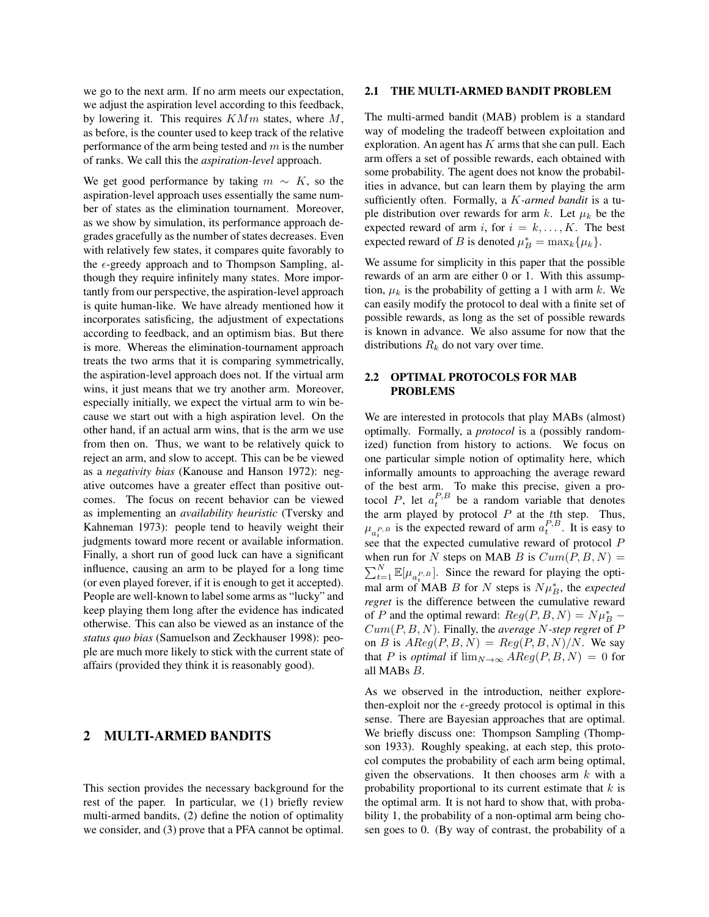we go to the next arm. If no arm meets our expectation, we adjust the aspiration level according to this feedback, by lowering it. This requires $KMm$ states, where $M$, as before, is the counter used to keep track of the relative performance of the arm being tested and $m$ is the number of ranks. We call this the *aspiration-level* approach.

We get good performance by taking $m \sim K$, so the aspiration-level approach uses essentially the same number of states as the elimination tournament. Moreover, as we show by simulation, its performance approach degrades gracefully as the number of states decreases. Even with relatively few states, it compares quite favorably to the $\epsilon$-greedy approach and to Thompson Sampling, although they require infinitely many states. More importantly from our perspective, the aspiration-level approach is quite human-like. We have already mentioned how it incorporates satisficing, the adjustment of expectations according to feedback, and an optimism bias. But there is more. Whereas the elimination-tournament approach treats the two arms that it is comparing symmetrically, the aspiration-level approach does not. If the virtual arm wins, it just means that we try another arm. Moreover, especially initially, we expect the virtual arm to win because we start out with a high aspiration level. On the other hand, if an actual arm wins, that is the arm we use from then on. Thus, we want to be relatively quick to reject an arm, and slow to accept. This can be be viewed as a *negativity bias* (Kanouse and Hanson 1972): negative outcomes have a greater effect than positive outcomes. The focus on recent behavior can be viewed as implementing an *availability heuristic* (Tversky and Kahneman 1973): people tend to heavily weight their judgments toward more recent or available information. Finally, a short run of good luck can have a significant influence, causing an arm to be played for a long time (or even played forever, if it is enough to get it accepted). People are well-known to label some arms as "lucky" and keep playing them long after the evidence has indicated otherwise. This can also be viewed as an instance of the *status quo bias* (Samuelson and Zeckhauser 1998): people are much more likely to stick with the current state of affairs (provided they think it is reasonably good).

## 2 MULTI-ARMED BANDITS

This section provides the necessary background for the rest of the paper. In particular, we (1) briefly review multi-armed bandits, (2) define the notion of optimality we consider, and (3) prove that a PFA cannot be optimal.

### 2.1 THE MULTI-ARMED BANDIT PROBLEM

The multi-armed bandit (MAB) problem is a standard way of modeling the tradeoff between exploitation and exploration. An agent has $K$ arms that she can pull. Each arm offers a set of possible rewards, each obtained with some probability. The agent does not know the probabilities in advance, but can learn them by playing the arm sufficiently often. Formally, a $K$*-armed bandit* is a tuple distribution over rewards for arm $k$. Let $\mu_k$ be the expected reward of arm $i$, for $i = k, \ldots, K$. The best expected reward of $B$ is denoted $\mu^*_B = \max_k\{\mu_k\}$.

We assume for simplicity in this paper that the possible rewards of an arm are either 0 or 1. With this assumption, $\mu_k$ is the probability of getting a 1 with arm $k$. We can easily modify the protocol to deal with a finite set of possible rewards, as long as the set of possible rewards is known in advance. We also assume for now that the distributions $R_k$ do not vary over time.

### 2.2 OPTIMAL PROTOCOLS FOR MAB PROBLEMS

We are interested in protocols that play MABs (almost) optimally. Formally, a *protocol* is a (possibly randomized) function from history to actions. We focus on one particular simple notion of optimality here, which informally amounts to approaching the average reward of the best arm. To make this precise, given a protocol $P$, let $a^{P,B}_t$ be a random variable that denotes the arm played by protocol $P$ at the $t$th step. Thus, $\mu_{a^{P,B}_t}$ is the expected reward of arm $a^{P,B}_t$. It is easy to see that the expected cumulative reward of protocol $P$ when run for $N$ steps on MAB $B$ is $Cum(P, B, N) = \sum_{t=1}^{N} \mathbb{E}[\mu_{a^{P,B}_t}]$. Since the reward for playing the optimal arm of MAB $B$ for $N$ steps is $N\mu^*_B$, the *expected regret* is the difference between the cumulative reward of $P$ and the optimal reward: $Reg(P, B, N) = N\mu^*_B - Cum(P, B, N)$. Finally, the *average* $N$*-step regret* of $P$ on $B$ is $AReg(P, B, N) = Reg(P, B, N)/N$. We say that $P$ is *optimal* if $\lim_{N\to\infty} AReg(P, B, N) = 0$ for all MABs $B$.

As we observed in the introduction, neither explore-then-exploit nor the $\epsilon$-greedy protocol is optimal in this sense. There are Bayesian approaches that are optimal. We briefly discuss one: Thompson Sampling (Thompson 1933). Roughly speaking, at each step, this protocol computes the probability of each arm being optimal, given the observations. It then chooses arm $k$ with a probability proportional to its current estimate that $k$ is the optimal arm. It is not hard to show that, with probability 1, the probability of a non-optimal arm being chosen goes to 0. (By way of contrast, the probability of a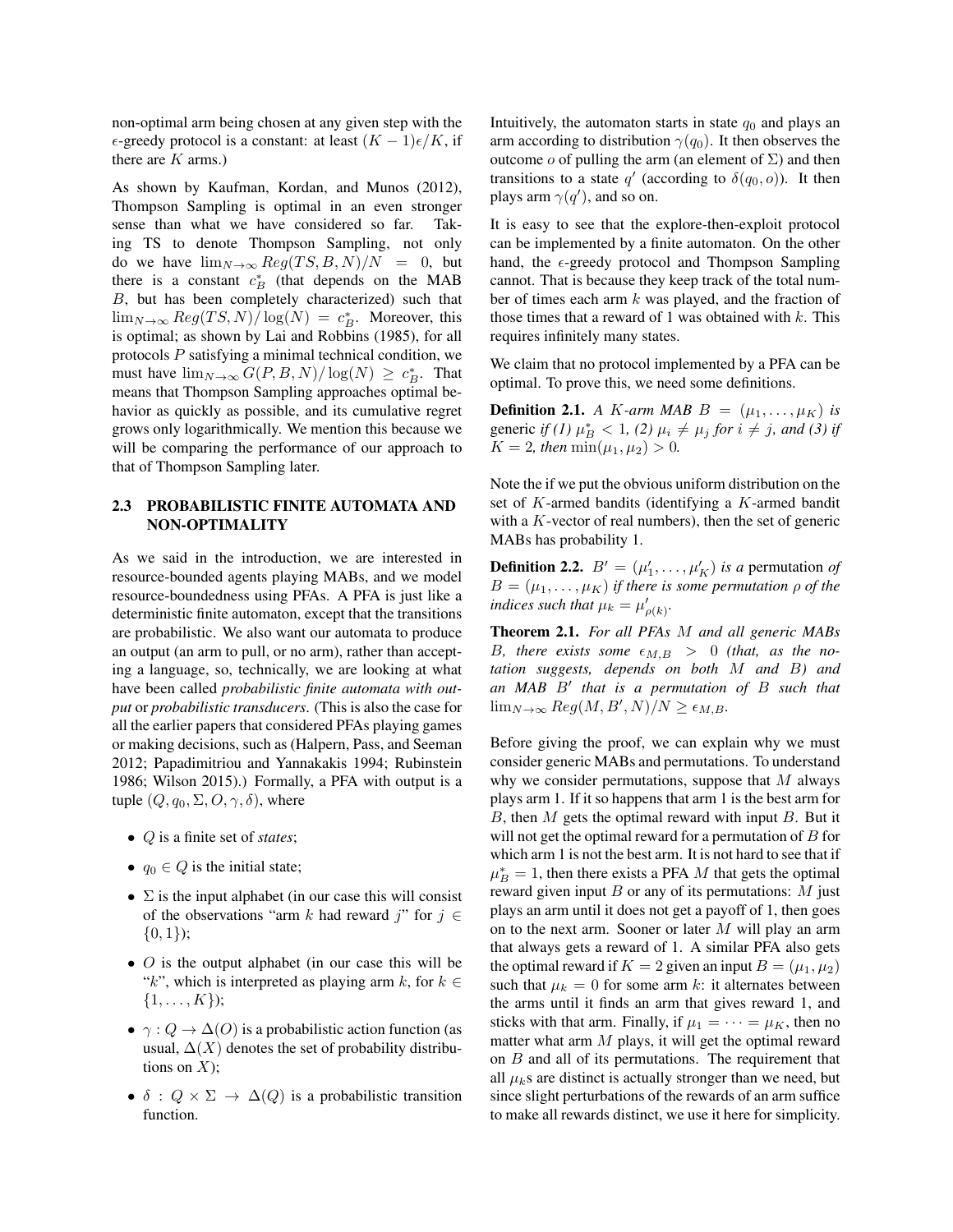non-optimal arm being chosen at any given step with the $\epsilon$-greedy protocol is a constant: at least $(K-1)\epsilon/K$, if there are $K$ arms.)

As shown by Kaufman, Kordan, and Munos (2012), Thompson Sampling is optimal in an even stronger sense than what we have considered so far. Taking TS to denote Thompson Sampling, not only do we have $\lim_{N\to\infty} Reg(TS, B, N)/N = 0$, but there is a constant $c^*_B$ (that depends on the MAB $B$, but has been completely characterized) such that $\lim_{N\to\infty} Reg(TS, N)/\log(N) = c^*_B$. Moreover, this is optimal; as shown by Lai and Robbins (1985), for all protocols $P$ satisfying a minimal technical condition, we must have $\lim_{N\to\infty} G(P, B, N)/\log(N) \geq c^*_B$. That means that Thompson Sampling approaches optimal behavior as quickly as possible, and its cumulative regret grows only logarithmically. We mention this because we will be comparing the performance of our approach to that of Thompson Sampling later.

### 2.3 PROBABILISTIC FINITE AUTOMATA AND NON-OPTIMALITY

As we said in the introduction, we are interested in resource-bounded agents playing MABs, and we model resource-boundedness using PFAs. A PFA is just like a deterministic finite automaton, except that the transitions are probabilistic. We also want our automata to produce an output (an arm to pull, or no arm), rather than accepting a language, so, technically, we are looking at what have been called *probabilistic finite automata with output* or *probabilistic transducers*. (This is also the case for all the earlier papers that considered PFAs playing games or making decisions, such as (Halpern, Pass, and Seeman 2012; Papadimitriou and Yannakakis 1994; Rubinstein 1986; Wilson 2015).) Formally, a PFA with output is a tuple $(Q, q_0, \Sigma, O, \gamma, \delta)$, where

- $Q$ is a finite set of *states*;
- $q_0 \in Q$ is the initial state;
- $\Sigma$ is the input alphabet (in our case this will consist of the observations "arm $k$ had reward $j$" for $j \in \{0, 1\}$);
- $O$ is the output alphabet (in our case this will be "$k$", which is interpreted as playing arm $k$, for $k \in \{1, \dots, K\}$);
- $\gamma : Q \to \Delta(O)$ is a probabilistic action function (as usual, $\Delta(X)$ denotes the set of probability distributions on $X$);
- $\delta : Q \times \Sigma \to \Delta(Q)$ is a probabilistic transition function.

Intuitively, the automaton starts in state $q_0$ and plays an arm according to distribution $\gamma(q_0)$. It then observes the outcome $o$ of pulling the arm (an element of $\Sigma$) and then transitions to a state $q'$ (according to $\delta(q_0, o)$). It then plays arm $\gamma(q')$, and so on.

It is easy to see that the explore-then-exploit protocol can be implemented by a finite automaton. On the other hand, the $\epsilon$-greedy protocol and Thompson Sampling cannot. That is because they keep track of the total number of times each arm $k$ was played, and the fraction of those times that a reward of 1 was obtained with $k$. This requires infinitely many states.

We claim that no protocol implemented by a PFA can be optimal. To prove this, we need some definitions.

**Definition 2.1.** *A $K$-arm MAB $B = (\mu_1, \dots, \mu_K)$ is* generic *if (1) $\mu^*_B < 1$, (2) $\mu_i \neq \mu_j$ for $i \neq j$, and (3) if $K = 2$, then $\min(\mu_1, \mu_2) > 0$.*

Note the if we put the obvious uniform distribution on the set of $K$-armed bandits (identifying a $K$-armed bandit with a $K$-vector of real numbers), then the set of generic MABs has probability 1.

**Definition 2.2.** *$B' = (\mu'_1, \dots, \mu'_K)$ is a* permutation *of $B = (\mu_1, \dots, \mu_K)$ if there is some permutation $\rho$ of the indices such that $\mu_k = \mu'_{\rho(k)}$.*

**Theorem 2.1.** *For all PFAs $M$ and all generic MABs $B$, there exists some $\epsilon_{M,B} > 0$ (that, as the notation suggests, depends on both $M$ and $B$) and an MAB $B'$ that is a permutation of $B$ such that $\lim_{N\to\infty} Reg(M, B', N)/N \geq \epsilon_{M,B}$.*

Before giving the proof, we can explain why we must consider generic MABs and permutations. To understand why we consider permutations, suppose that $M$ always plays arm 1. If it so happens that arm 1 is the best arm for $B$, then $M$ gets the optimal reward with input $B$. But it will not get the optimal reward for a permutation of $B$ for which arm 1 is not the best arm. It is not hard to see that if $\mu^*_B = 1$, then there exists a PFA $M$ that gets the optimal reward given input $B$ or any of its permutations: $M$ just plays an arm until it does not get a payoff of 1, then goes on to the next arm. Sooner or later $M$ will play an arm that always gets a reward of 1. A similar PFA also gets the optimal reward if $K = 2$ given an input $B = (\mu_1, \mu_2)$ such that $\mu_k = 0$ for some arm $k$: it alternates between the arms until it finds an arm that gives reward 1, and sticks with that arm. Finally, if $\mu_1 = \cdots = \mu_K$, then no matter what arm $M$ plays, it will get the optimal reward on $B$ and all of its permutations. The requirement that all $\mu_k$s are distinct is actually stronger than we need, but since slight perturbations of the rewards of an arm suffice to make all rewards distinct, we use it here for simplicity.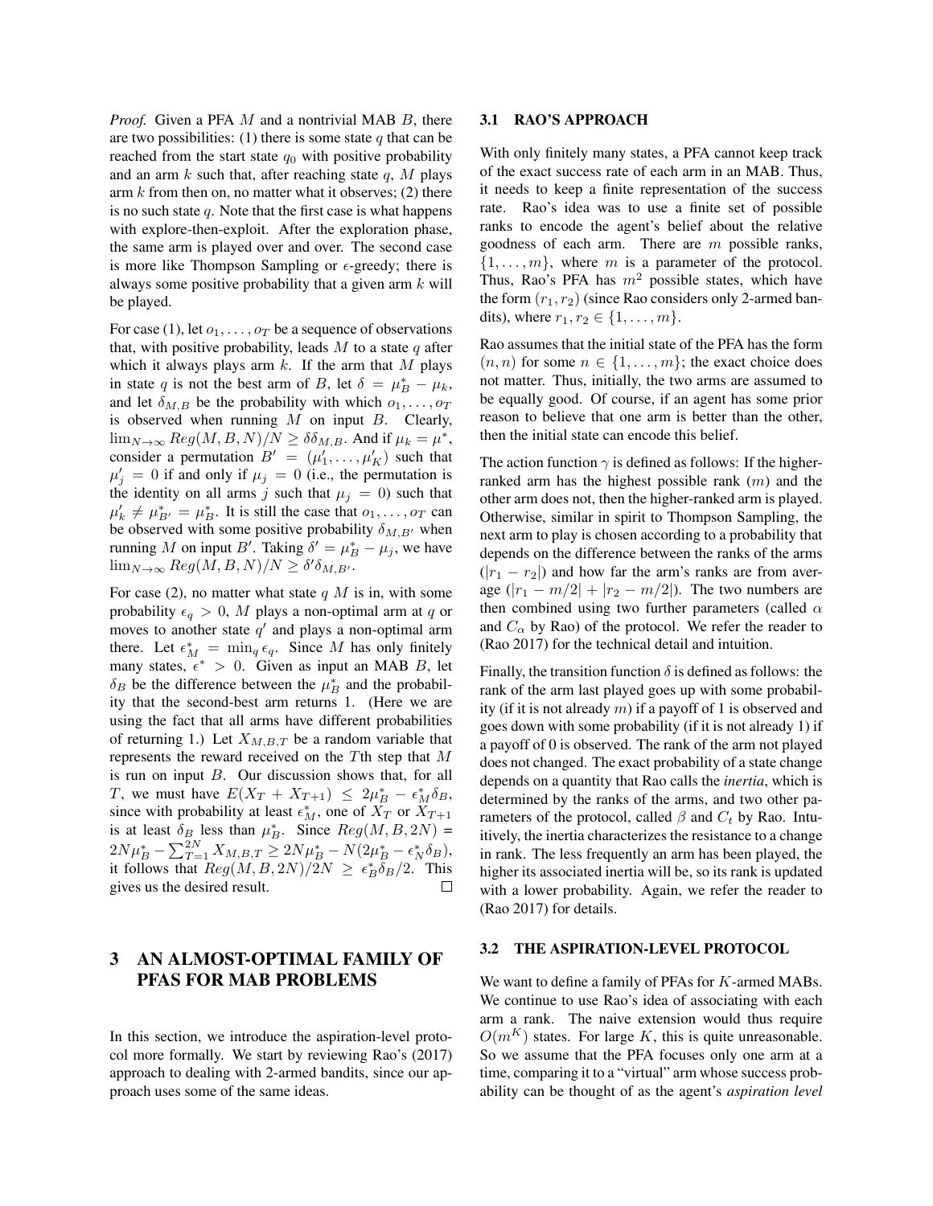*Proof.* Given a PFA $M$ and a nontrivial MAB $B$, there are two possibilities: (1) there is some state $q$ that can be reached from the start state $q_0$ with positive probability and an arm $k$ such that, after reaching state $q$, $M$ plays arm $k$ from then on, no matter what it observes; (2) there is no such state $q$. Note that the first case is what happens with explore-then-exploit. After the exploration phase, the same arm is played over and over. The second case is more like Thompson Sampling or $\epsilon$-greedy; there is always some positive probability that a given arm $k$ will be played.

For case (1), let $o_1, \ldots, o_T$ be a sequence of observations that, with positive probability, leads $M$ to a state $q$ after which it always plays arm $k$. If the arm that $M$ plays in state $q$ is not the best arm of $B$, let $\delta = \mu^*_B - \mu_k$, and let $\delta_{M,B}$ be the probability with which $o_1, \ldots, o_T$ is observed when running $M$ on input $B$. Clearly, $\lim_{N\to\infty} Reg(M, B, N)/N \geq \delta\delta_{M,B}$. And if $\mu_k = \mu^*$, consider a permutation $B' = (\mu'_1, \ldots, \mu'_K)$ such that $\mu'_j = 0$ if and only if $\mu_j = 0$ (i.e., the permutation is the identity on all arms $j$ such that $\mu_j = 0$) such that $\mu'_k \neq \mu^*_{B'} = \mu^*_B$. It is still the case that $o_1, \ldots, o_T$ can be observed with some positive probability $\delta_{M,B'}$ when running $M$ on input $B'$. Taking $\delta' = \mu^*_B - \mu_j$, we have $\lim_{N\to\infty} Reg(M, B, N)/N \geq \delta'\delta_{M,B'}$.

For case (2), no matter what state $q$ $M$ is in, with some probability $\epsilon_q > 0$, $M$ plays a non-optimal arm at $q$ or moves to another state $q'$ and plays a non-optimal arm there. Let $\epsilon^*_M = \min_q \epsilon_q$. Since $M$ has only finitely many states, $\epsilon^* > 0$. Given as input an MAB $B$, let $\delta_B$ be the difference between the $\mu^*_B$ and the probability that the second-best arm returns 1. (Here we are using the fact that all arms have different probabilities of returning 1.) Let $X_{M,B,T}$ be a random variable that represents the reward received on the $T$th step that $M$ is run on input $B$. Our discussion shows that, for all $T$, we must have $E(X_T + X_{T+1}) \leq 2\mu^*_B - \epsilon^*_M\delta_B$, since with probability at least $\epsilon^*_M$, one of $X_T$ or $X_{T+1}$ is at least $\delta_B$ less than $\mu^*_B$. Since $Reg(M, B, 2N) = 2N\mu^*_B - \sum_{T=1}^{2N} X_{M,B,T} \geq 2N\mu^*_B - N(2\mu^*_B - \epsilon^*_N\delta_B)$, it follows that $Reg(M, B, 2N)/2N \geq \epsilon^*_B\delta_B/2$. This gives us the desired result. □

# 3 AN ALMOST-OPTIMAL FAMILY OF PFAS FOR MAB PROBLEMS

In this section, we introduce the aspiration-level protocol more formally. We start by reviewing Rao's (2017) approach to dealing with 2-armed bandits, since our approach uses some of the same ideas.

## 3.1 RAO'S APPROACH

With only finitely many states, a PFA cannot keep track of the exact success rate of each arm in an MAB. Thus, it needs to keep a finite representation of the success rate. Rao's idea was to use a finite set of possible ranks to encode the agent's belief about the relative goodness of each arm. There are $m$ possible ranks, $\{1, \ldots, m\}$, where $m$ is a parameter of the protocol. Thus, Rao's PFA has $m^2$ possible states, which have the form $(r_1, r_2)$ (since Rao considers only 2-armed bandits), where $r_1, r_2 \in \{1, \ldots, m\}$.

Rao assumes that the initial state of the PFA has the form $(n, n)$ for some $n \in \{1, \ldots, m\}$; the exact choice does not matter. Thus, initially, the two arms are assumed to be equally good. Of course, if an agent has some prior reason to believe that one arm is better than the other, then the initial state can encode this belief.

The action function $\gamma$ is defined as follows: If the higher-ranked arm has the highest possible rank ($m$) and the other arm does not, then the higher-ranked arm is played. Otherwise, similar in spirit to Thompson Sampling, the next arm to play is chosen according to a probability that depends on the difference between the ranks of the arms ($|r_1 - r_2|$) and how far the arm's ranks are from average ($|r_1 - m/2| + |r_2 - m/2|$). The two numbers are then combined using two further parameters (called $\alpha$ and $C_\alpha$ by Rao) of the protocol. We refer the reader to (Rao 2017) for the technical detail and intuition.

Finally, the transition function $\delta$ is defined as follows: the rank of the arm last played goes up with some probability (if it is not already $m$) if a payoff of 1 is observed and goes down with some probability (if it is not already 1) if a payoff of 0 is observed. The rank of the arm not played does not changed. The exact probability of a state change depends on a quantity that Rao calls the *inertia*, which is determined by the ranks of the arms, and two other parameters of the protocol, called $\beta$ and $C_t$ by Rao. Intuitively, the inertia characterizes the resistance to a change in rank. The less frequently an arm has been played, the higher its associated inertia will be, so its rank is updated with a lower probability. Again, we refer the reader to (Rao 2017) for details.

## 3.2 THE ASPIRATION-LEVEL PROTOCOL

We want to define a family of PFAs for $K$-armed MABs. We continue to use Rao's idea of associating with each arm a rank. The naive extension would thus require $O(m^K)$ states. For large $K$, this is quite unreasonable. So we assume that the PFA focuses only one arm at a time, comparing it to a "virtual" arm whose success probability can be thought of as the agent's *aspiration level*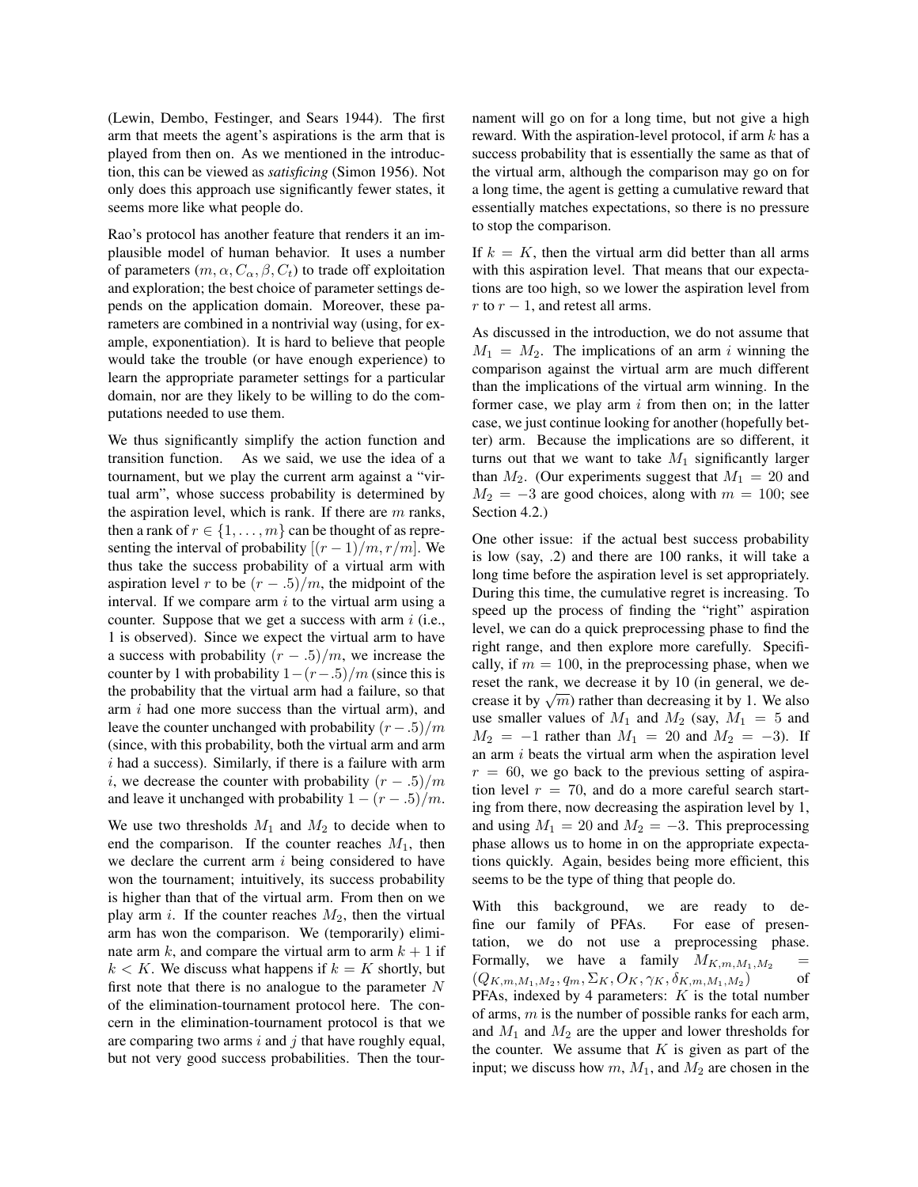(Lewin, Dembo, Festinger, and Sears 1944). The first arm that meets the agent's aspirations is the arm that is played from then on. As we mentioned in the introduction, this can be viewed as *satisficing* (Simon 1956). Not only does this approach use significantly fewer states, it seems more like what people do.

Rao's protocol has another feature that renders it an implausible model of human behavior. It uses a number of parameters $(m, \alpha, C_\alpha, \beta, C_t)$ to trade off exploitation and exploration; the best choice of parameter settings depends on the application domain. Moreover, these parameters are combined in a nontrivial way (using, for example, exponentiation). It is hard to believe that people would take the trouble (or have enough experience) to learn the appropriate parameter settings for a particular domain, nor are they likely to be willing to do the computations needed to use them.

We thus significantly simplify the action function and transition function. As we said, we use the idea of a tournament, but we play the current arm against a "virtual arm", whose success probability is determined by the aspiration level, which is rank. If there are $m$ ranks, then a rank of $r \in \{1, \ldots, m\}$ can be thought of as representing the interval of probability $[(r-1)/m, r/m]$. We thus take the success probability of a virtual arm with aspiration level $r$ to be $(r - .5)/m$, the midpoint of the interval. If we compare arm $i$ to the virtual arm using a counter. Suppose that we get a success with arm $i$ (i.e., 1 is observed). Since we expect the virtual arm to have a success with probability $(r - .5)/m$, we increase the counter by 1 with probability $1 - (r - .5)/m$ (since this is the probability that the virtual arm had a failure, so that arm $i$ had one more success than the virtual arm), and leave the counter unchanged with probability $(r - .5)/m$ (since, with this probability, both the virtual arm and arm $i$ had a success). Similarly, if there is a failure with arm $i$, we decrease the counter with probability $(r - .5)/m$ and leave it unchanged with probability $1 - (r - .5)/m$.

We use two thresholds $M_1$ and $M_2$ to decide when to end the comparison. If the counter reaches $M_1$, then we declare the current arm $i$ being considered to have won the tournament; intuitively, its success probability is higher than that of the virtual arm. From then on we play arm $i$. If the counter reaches $M_2$, then the virtual arm has won the comparison. We (temporarily) eliminate arm $k$, and compare the virtual arm to arm $k+1$ if $k < K$. We discuss what happens if $k = K$ shortly, but first note that there is no analogue to the parameter $N$ of the elimination-tournament protocol here. The concern in the elimination-tournament protocol is that we are comparing two arms $i$ and $j$ that have roughly equal, but not very good success probabilities. Then the tournament will go on for a long time, but not give a high reward. With the aspiration-level protocol, if arm $k$ has a success probability that is essentially the same as that of the virtual arm, although the comparison may go on for a long time, the agent is getting a cumulative reward that essentially matches expectations, so there is no pressure to stop the comparison.

If $k = K$, then the virtual arm did better than all arms with this aspiration level. That means that our expectations are too high, so we lower the aspiration level from $r$ to $r - 1$, and retest all arms.

As discussed in the introduction, we do not assume that $M_1 = M_2$. The implications of an arm $i$ winning the comparison against the virtual arm are much different than the implications of the virtual arm winning. In the former case, we play arm $i$ from then on; in the latter case, we just continue looking for another (hopefully better) arm. Because the implications are so different, it turns out that we want to take $M_1$ significantly larger than $M_2$. (Our experiments suggest that $M_1 = 20$ and $M_2 = -3$ are good choices, along with $m = 100$; see Section 4.2.)

One other issue: if the actual best success probability is low (say, .2) and there are 100 ranks, it will take a long time before the aspiration level is set appropriately. During this time, the cumulative regret is increasing. To speed up the process of finding the "right" aspiration level, we can do a quick preprocessing phase to find the right range, and then explore more carefully. Specifically, if $m = 100$, in the preprocessing phase, when we reset the rank, we decrease it by 10 (in general, we decrease it by $\sqrt{m}$) rather than decreasing it by 1. We also use smaller values of $M_1$ and $M_2$ (say, $M_1 = 5$ and $M_2 = -1$ rather than $M_1 = 20$ and $M_2 = -3$). If an arm $i$ beats the virtual arm when the aspiration level $r = 60$, we go back to the previous setting of aspiration level $r = 70$, and do a more careful search starting from there, now decreasing the aspiration level by 1, and using $M_1 = 20$ and $M_2 = -3$. This preprocessing phase allows us to home in on the appropriate expectations quickly. Again, besides being more efficient, this seems to be the type of thing that people do.

With this background, we are ready to define our family of PFAs. For ease of presentation, we do not use a preprocessing phase. Formally, we have a family $M_{K,m,M_1,M_2} = (Q_{K,m,M_1,M_2}, q_m, \Sigma_K, O_K, \gamma_K, \delta_{K,m,M_1,M_2})$ of PFAs, indexed by 4 parameters: $K$ is the total number of arms, $m$ is the number of possible ranks for each arm, and $M_1$ and $M_2$ are the upper and lower thresholds for the counter. We assume that $K$ is given as part of the input; we discuss how $m$, $M_1$, and $M_2$ are chosen in the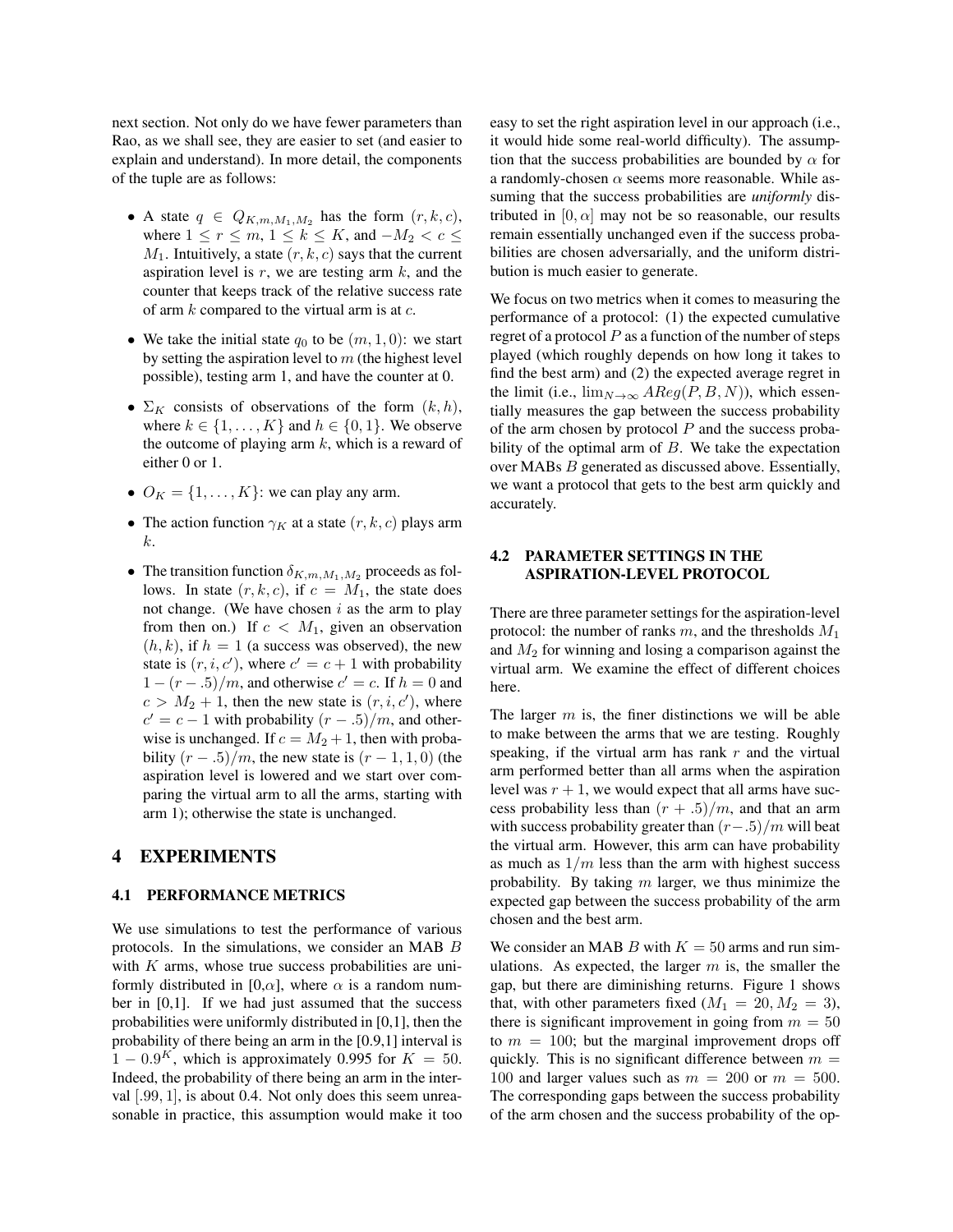next section. Not only do we have fewer parameters than Rao, as we shall see, they are easier to set (and easier to explain and understand). In more detail, the components of the tuple are as follows:

- A state $q \in Q_{K,m,M_1,M_2}$ has the form $(r, k, c)$, where $1 \leq r \leq m$, $1 \leq k \leq K$, and $-M_2 < c \leq M_1$. Intuitively, a state $(r, k, c)$ says that the current aspiration level is $r$, we are testing arm $k$, and the counter that keeps track of the relative success rate of arm $k$ compared to the virtual arm is at $c$.
- We take the initial state $q_0$ to be $(m, 1, 0)$: we start by setting the aspiration level to $m$ (the highest level possible), testing arm 1, and have the counter at 0.
- $\Sigma_K$ consists of observations of the form $(k, h)$, where $k \in \{1, \ldots, K\}$ and $h \in \{0, 1\}$. We observe the outcome of playing arm $k$, which is a reward of either 0 or 1.
- $O_K = \{1, \ldots, K\}$: we can play any arm.
- The action function $\gamma_K$ at a state $(r, k, c)$ plays arm $k$.
- The transition function $\delta_{K,m,M_1,M_2}$ proceeds as follows. In state $(r, k, c)$, if $c = M_1$, the state does not change. (We have chosen $i$ as the arm to play from then on.) If $c < M_1$, given an observation $(h, k)$, if $h = 1$ (a success was observed), the new state is $(r, i, c')$, where $c' = c + 1$ with probability $1 - (r - .5)/m$, and otherwise $c' = c$. If $h = 0$ and $c > M_2 + 1$, then the new state is $(r, i, c')$, where $c' = c - 1$ with probability $(r - .5)/m$, and otherwise is unchanged. If $c = M_2 + 1$, then with probability $(r - .5)/m$, the new state is $(r - 1, 1, 0)$ (the aspiration level is lowered and we start over comparing the virtual arm to all the arms, starting with arm 1); otherwise the state is unchanged.

# 4 EXPERIMENTS

## 4.1 PERFORMANCE METRICS

We use simulations to test the performance of various protocols. In the simulations, we consider an MAB $B$ with $K$ arms, whose true success probabilities are uniformly distributed in [0,$\alpha$], where $\alpha$ is a random number in [0,1]. If we had just assumed that the success probabilities were uniformly distributed in [0,1], then the probability of there being an arm in the [0.9,1] interval is $1 - 0.9^K$, which is approximately 0.995 for $K = 50$. Indeed, the probability of there being an arm in the interval [.99, 1], is about 0.4. Not only does this seem unreasonable in practice, this assumption would make it too easy to set the right aspiration level in our approach (i.e., it would hide some real-world difficulty). The assumption that the success probabilities are bounded by $\alpha$ for a randomly-chosen $\alpha$ seems more reasonable. While assuming that the success probabilities are *uniformly* distributed in $[0, \alpha]$ may not be so reasonable, our results remain essentially unchanged even if the success probabilities are chosen adversarially, and the uniform distribution is much easier to generate.

We focus on two metrics when it comes to measuring the performance of a protocol: (1) the expected cumulative regret of a protocol $P$ as a function of the number of steps played (which roughly depends on how long it takes to find the best arm) and (2) the expected average regret in the limit (i.e., $\lim_{N\to\infty} AReg(P, B, N)$), which essentially measures the gap between the success probability of the arm chosen by protocol $P$ and the success probability of the optimal arm of $B$. We take the expectation over MABs $B$ generated as discussed above. Essentially, we want a protocol that gets to the best arm quickly and accurately.

## 4.2 PARAMETER SETTINGS IN THE ASPIRATION-LEVEL PROTOCOL

There are three parameter settings for the aspiration-level protocol: the number of ranks $m$, and the thresholds $M_1$ and $M_2$ for winning and losing a comparison against the virtual arm. We examine the effect of different choices here.

The larger $m$ is, the finer distinctions we will be able to make between the arms that we are testing. Roughly speaking, if the virtual arm has rank $r$ and the virtual arm performed better than all arms when the aspiration level was $r + 1$, we would expect that all arms have success probability less than $(r + .5)/m$, and that an arm with success probability greater than $(r-.5)/m$ will beat the virtual arm. However, this arm can have probability as much as $1/m$ less than the arm with highest success probability. By taking $m$ larger, we thus minimize the expected gap between the success probability of the arm chosen and the best arm.

We consider an MAB $B$ with $K = 50$ arms and run simulations. As expected, the larger $m$ is, the smaller the gap, but there are diminishing returns. Figure 1 shows that, with other parameters fixed ($M_1 = 20, M_2 = 3$), there is significant improvement in going from $m = 50$ to $m = 100$; but the marginal improvement drops off quickly. This is no significant difference between $m = 100$ and larger values such as $m = 200$ or $m = 500$. The corresponding gaps between the success probability of the arm chosen and the success probability of the op-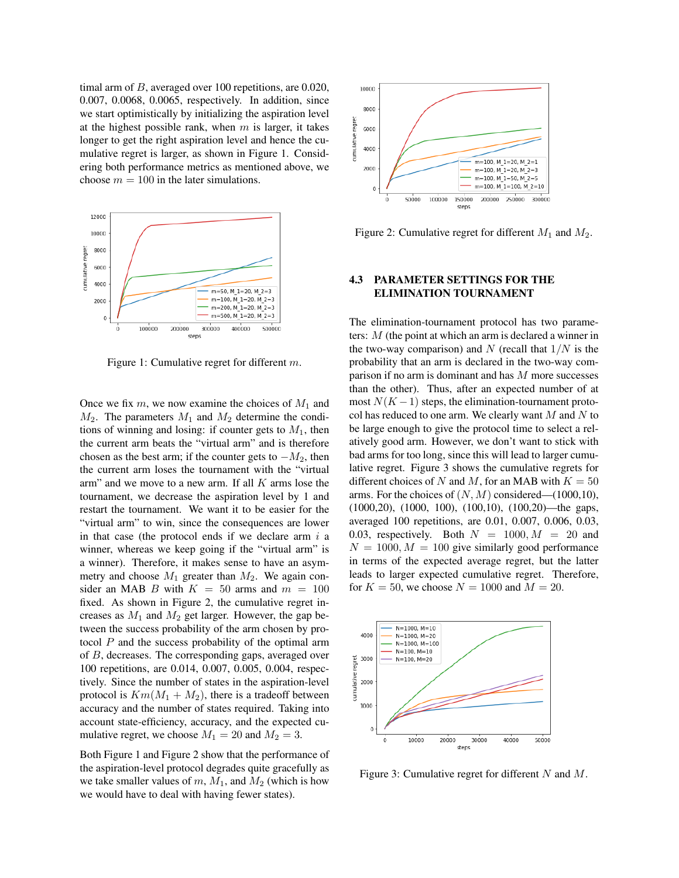timal arm of $B$, averaged over 100 repetitions, are 0.020, 0.007, 0.0068, 0.0065, respectively. In addition, since we start optimistically by initializing the aspiration level at the highest possible rank, when $m$ is larger, it takes longer to get the right aspiration level and hence the cumulative regret is larger, as shown in Figure 1. Considering both performance metrics as mentioned above, we choose $m = 100$ in the later simulations.

Figure 1: Cumulative regret for different $m$.

Once we fix $m$, we now examine the choices of $M_1$ and $M_2$. The parameters $M_1$ and $M_2$ determine the conditions of winning and losing: if counter gets to $M_1$, then the current arm beats the "virtual arm" and is therefore chosen as the best arm; if the counter gets to $-M_2$, then the current arm loses the tournament with the "virtual arm" and we move to a new arm. If all $K$ arms lose the tournament, we decrease the aspiration level by 1 and restart the tournament. We want it to be easier for the "virtual arm" to win, since the consequences are lower in that case (the protocol ends if we declare arm $i$ a winner, whereas we keep going if the "virtual arm" is a winner). Therefore, it makes sense to have an asymmetry and choose $M_1$ greater than $M_2$. We again consider an MAB $B$ with $K = 50$ arms and $m = 100$ fixed. As shown in Figure 2, the cumulative regret increases as $M_1$ and $M_2$ get larger. However, the gap between the success probability of the arm chosen by protocol $P$ and the success probability of the optimal arm of $B$, decreases. The corresponding gaps, averaged over 100 repetitions, are 0.014, 0.007, 0.005, 0.004, respectively. Since the number of states in the aspiration-level protocol is $Km(M_1 + M_2)$, there is a tradeoff between accuracy and the number of states required. Taking into account state-efficiency, accuracy, and the expected cumulative regret, we choose $M_1 = 20$ and $M_2 = 3$.

Both Figure 1 and Figure 2 show that the performance of the aspiration-level protocol degrades quite gracefully as we take smaller values of $m$, $M_1$, and $M_2$ (which is how we would have to deal with having fewer states).

Figure 2: Cumulative regret for different $M_1$ and $M_2$.

### 4.3 PARAMETER SETTINGS FOR THE ELIMINATION TOURNAMENT

The elimination-tournament protocol has two parameters: $M$ (the point at which an arm is declared a winner in the two-way comparison) and $N$ (recall that $1/N$ is the probability that an arm is declared in the two-way comparison if no arm is dominant and has $M$ more successes than the other). Thus, after an expected number of at most $N(K - 1)$ steps, the elimination-tournament protocol has reduced to one arm. We clearly want $M$ and $N$ to be large enough to give the protocol time to select a relatively good arm. However, we don't want to stick with bad arms for too long, since this will lead to larger cumulative regret. Figure 3 shows the cumulative regrets for different choices of $N$ and $M$, for an MAB with $K = 50$ arms. For the choices of $(N, M)$ considered—(1000,10), (1000,20), (1000, 100), (100,10), (100,20)—the gaps, averaged 100 repetitions, are 0.01, 0.007, 0.006, 0.03, 0.03, respectively. Both $N = 1000, M = 20$ and $N = 1000, M = 100$ give similarly good performance in terms of the expected average regret, but the latter leads to larger expected cumulative regret. Therefore, for $K = 50$, we choose $N = 1000$ and $M = 20$.

Figure 3: Cumulative regret for different $N$ and $M$.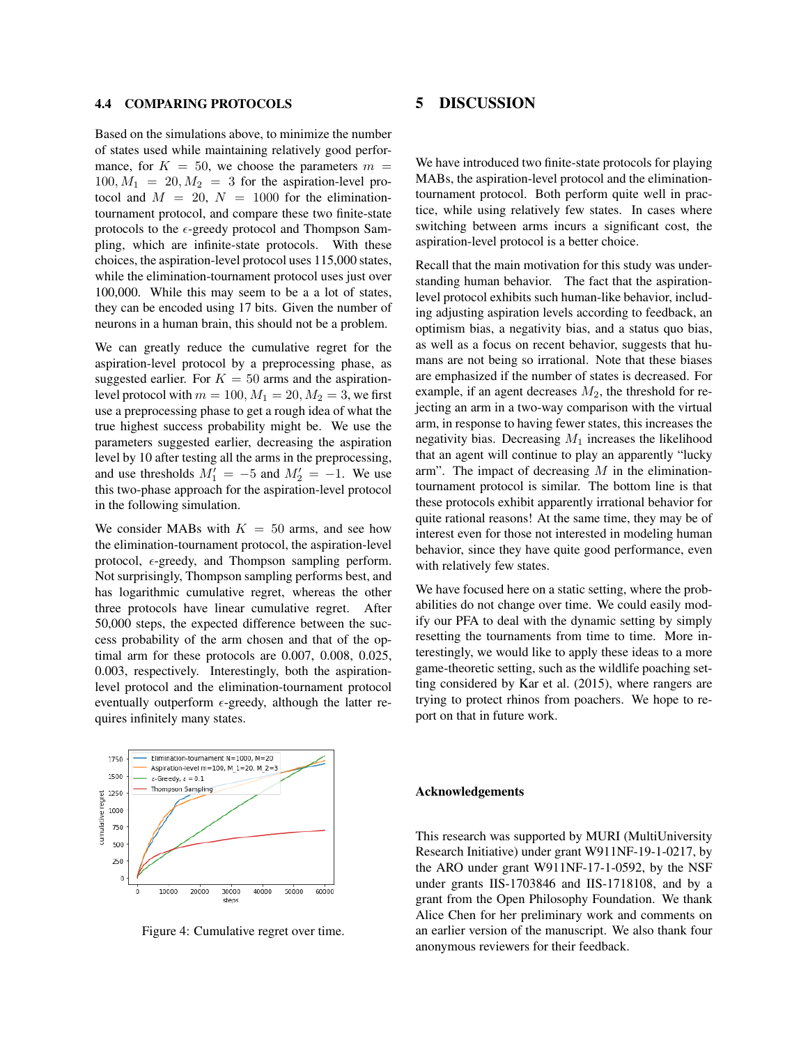### 4.4 COMPARING PROTOCOLS

Based on the simulations above, to minimize the number of states used while maintaining relatively good performance, for $K = 50$, we choose the parameters $m = 100, M_1 = 20, M_2 = 3$ for the aspiration-level protocol and $M = 20$, $N = 1000$ for the elimination-tournament protocol, and compare these two finite-state protocols to the $\epsilon$-greedy protocol and Thompson Sampling, which are infinite-state protocols. With these choices, the aspiration-level protocol uses 115,000 states, while the elimination-tournament protocol uses just over 100,000. While this may seem to be a a lot of states, they can be encoded using 17 bits. Given the number of neurons in a human brain, this should not be a problem.

We can greatly reduce the cumulative regret for the aspiration-level protocol by a preprocessing phase, as suggested earlier. For $K = 50$ arms and the aspiration-level protocol with $m = 100, M_1 = 20, M_2 = 3$, we first use a preprocessing phase to get a rough idea of what the true highest success probability might be. We use the parameters suggested earlier, decreasing the aspiration level by 10 after testing all the arms in the preprocessing, and use thresholds $M_1' = -5$ and $M_2' = -1$. We use this two-phase approach for the aspiration-level protocol in the following simulation.

We consider MABs with $K = 50$ arms, and see how the elimination-tournament protocol, the aspiration-level protocol, $\epsilon$-greedy, and Thompson sampling perform. Not surprisingly, Thompson sampling performs best, and has logarithmic cumulative regret, whereas the other three protocols have linear cumulative regret. After 50,000 steps, the expected difference between the success probability of the arm chosen and that of the optimal arm for these protocols are 0.007, 0.008, 0.025, 0.003, respectively. Interestingly, both the aspiration-level protocol and the elimination-tournament protocol eventually outperform $\epsilon$-greedy, although the latter requires infinitely many states.

Figure 4: Cumulative regret over time.

## 5 DISCUSSION

We have introduced two finite-state protocols for playing MABs, the aspiration-level protocol and the elimination-tournament protocol. Both perform quite well in practice, while using relatively few states. In cases where switching between arms incurs a significant cost, the aspiration-level protocol is a better choice.

Recall that the main motivation for this study was understanding human behavior. The fact that the aspiration-level protocol exhibits such human-like behavior, including adjusting aspiration levels according to feedback, an optimism bias, a negativity bias, and a status quo bias, as well as a focus on recent behavior, suggests that humans are not being so irrational. Note that these biases are emphasized if the number of states is decreased. For example, if an agent decreases $M_2$, the threshold for rejecting an arm in a two-way comparison with the virtual arm, in response to having fewer states, this increases the negativity bias. Decreasing $M_1$ increases the likelihood that an agent will continue to play an apparently "lucky arm". The impact of decreasing $M$ in the elimination-tournament protocol is similar. The bottom line is that these protocols exhibit apparently irrational behavior for quite rational reasons! At the same time, they may be of interest even for those not interested in modeling human behavior, since they have quite good performance, even with relatively few states.

We have focused here on a static setting, where the probabilities do not change over time. We could easily modify our PFA to deal with the dynamic setting by simply resetting the tournaments from time to time. More interestingly, we would like to apply these ideas to a more game-theoretic setting, such as the wildlife poaching setting considered by Kar et al. (2015), where rangers are trying to protect rhinos from poachers. We hope to report on that in future work.

#### Acknowledgements

This research was supported by MURI (MultiUniversity Research Initiative) under grant W911NF-19-1-0217, by the ARO under grant W911NF-17-1-0592, by the NSF under grants IIS-1703846 and IIS-1718108, and by a grant from the Open Philosophy Foundation. We thank Alice Chen for her preliminary work and comments on an earlier version of the manuscript. We also thank four anonymous reviewers for their feedback.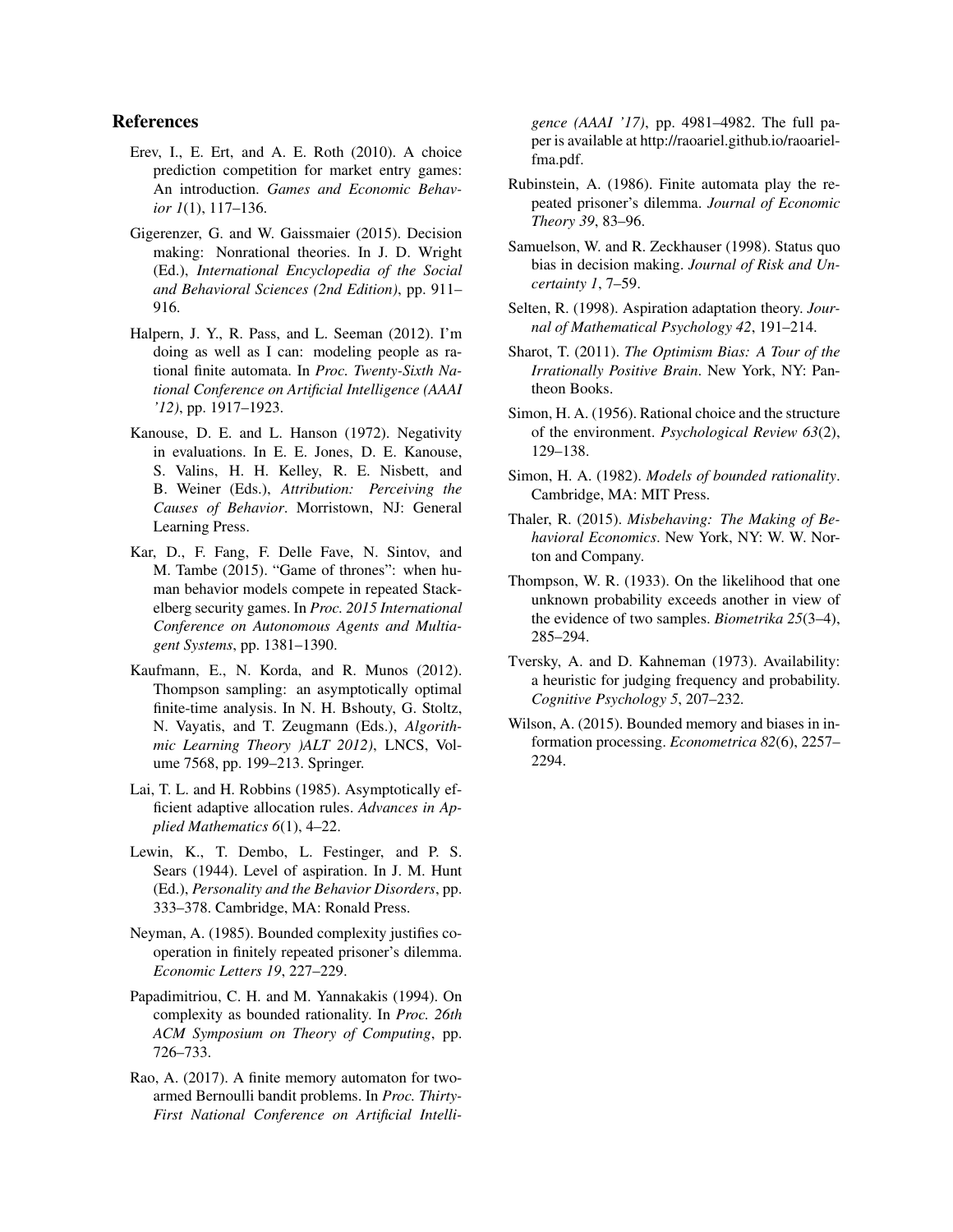## References

Erev, I., E. Ert, and A. E. Roth (2010). A choice prediction competition for market entry games: An introduction. *Games and Economic Behavior 1*(1), 117–136.

Gigerenzer, G. and W. Gaissmaier (2015). Decision making: Nonrational theories. In J. D. Wright (Ed.), *International Encyclopedia of the Social and Behavioral Sciences (2nd Edition)*, pp. 911–916.

Halpern, J. Y., R. Pass, and L. Seeman (2012). I'm doing as well as I can: modeling people as rational finite automata. In *Proc. Twenty-Sixth National Conference on Artificial Intelligence (AAAI '12)*, pp. 1917–1923.

Kanouse, D. E. and L. Hanson (1972). Negativity in evaluations. In E. E. Jones, D. E. Kanouse, S. Valins, H. H. Kelley, R. E. Nisbett, and B. Weiner (Eds.), *Attribution: Perceiving the Causes of Behavior*. Morristown, NJ: General Learning Press.

Kar, D., F. Fang, F. Delle Fave, N. Sintov, and M. Tambe (2015). "Game of thrones": when human behavior models compete in repeated Stackelberg security games. In *Proc. 2015 International Conference on Autonomous Agents and Multiagent Systems*, pp. 1381–1390.

Kaufmann, E., N. Korda, and R. Munos (2012). Thompson sampling: an asymptotically optimal finite-time analysis. In N. H. Bshouty, G. Stoltz, N. Vayatis, and T. Zeugmann (Eds.), *Algorithmic Learning Theory )ALT 2012)*, LNCS, Volume 7568, pp. 199–213. Springer.

Lai, T. L. and H. Robbins (1985). Asymptotically efficient adaptive allocation rules. *Advances in Applied Mathematics 6*(1), 4–22.

Lewin, K., T. Dembo, L. Festinger, and P. S. Sears (1944). Level of aspiration. In J. M. Hunt (Ed.), *Personality and the Behavior Disorders*, pp. 333–378. Cambridge, MA: Ronald Press.

Neyman, A. (1985). Bounded complexity justifies cooperation in finitely repeated prisoner's dilemma. *Economic Letters 19*, 227–229.

Papadimitriou, C. H. and M. Yannakakis (1994). On complexity as bounded rationality. In *Proc. 26th ACM Symposium on Theory of Computing*, pp. 726–733.

Rao, A. (2017). A finite memory automaton for two-armed Bernoulli bandit problems. In *Proc. Thirty-First National Conference on Artificial Intelligence (AAAI '17)*, pp. 4981–4982. The full paper is available at http://raoariel.github.io/raoariel-fma.pdf.

Rubinstein, A. (1986). Finite automata play the repeated prisoner's dilemma. *Journal of Economic Theory 39*, 83–96.

Samuelson, W. and R. Zeckhauser (1998). Status quo bias in decision making. *Journal of Risk and Uncertainty 1*, 7–59.

Selten, R. (1998). Aspiration adaptation theory. *Journal of Mathematical Psychology 42*, 191–214.

Sharot, T. (2011). *The Optimism Bias: A Tour of the Irrationally Positive Brain*. New York, NY: Pantheon Books.

Simon, H. A. (1956). Rational choice and the structure of the environment. *Psychological Review 63*(2), 129–138.

Simon, H. A. (1982). *Models of bounded rationality*. Cambridge, MA: MIT Press.

Thaler, R. (2015). *Misbehaving: The Making of Behavioral Economics*. New York, NY: W. W. Norton and Company.

Thompson, W. R. (1933). On the likelihood that one unknown probability exceeds another in view of the evidence of two samples. *Biometrika 25*(3–4), 285–294.

Tversky, A. and D. Kahneman (1973). Availability: a heuristic for judging frequency and probability. *Cognitive Psychology 5*, 207–232.

Wilson, A. (2015). Bounded memory and biases in information processing. *Econometrica 82*(6), 2257–2294.